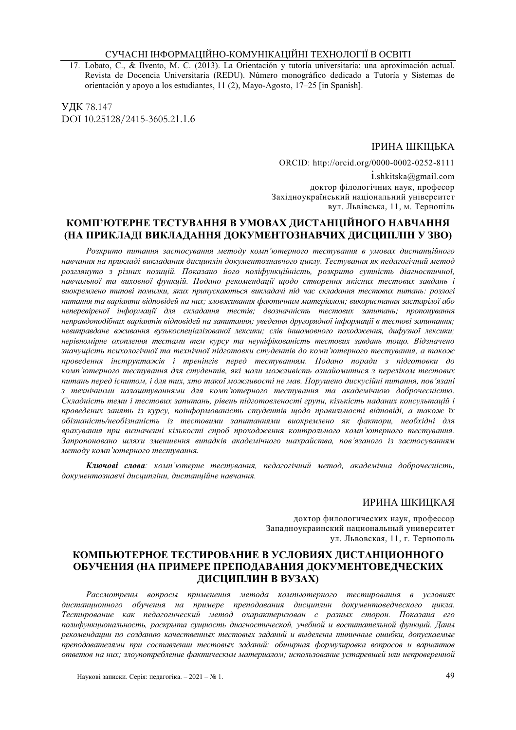17. Lobato, C., & Ilvento, M. C. (2013). La Orientación y tutoría universitaria: una aproximación actual. Revista de Docencia Universitaria (REDU). Número monográfico dedicado a Tutoría y Sistemas de orientación y apoyo a los estudiantes, 11 (2), Mayo-Agosto, 17–25 [in Spanish].

УДК 78.147
DOI 10.25128/2415-3605.21.1.6

ІРИНА ШКІЦЬКА

ORCID: http://orcid.org/0000-0002-0252-8111
i.shkitska@gmail.com
доктор філологічних наук, професор
Західноукраїнський національний університет
вул. Львівська, 11, м. Тернопіль

## КОМП'ЮТЕРНЕ ТЕСТУВАННЯ В УМОВАХ ДИСТАНЦІЙНОГО НАВЧАННЯ (НА ПРИКЛАДІ ВИКЛАДАННЯ ДОКУМЕНТОЗНАВЧИХ ДИСЦИПЛІН У ЗВО)

*Розкрито питання застосування методу комп'ютерного тестування в умовах дистанційного навчання на прикладі викладання дисциплін документознавчого циклу. Тестування як педагогічний метод розглянуто з різних позицій. Показано його поліфункційність, розкрито сутність діагностичної, навчальної та виховної функцій. Подано рекомендації щодо створення якісних тестових завдань і виокремлено типові помилки, яких припускаються викладачі під час складання тестових питань: розлогі питання та варіанти відповідей на них; зловживання фактичним матеріалом; використання застарілої або неперевіреної інформації для складання тестів; двозначність тестових запитань; пропонування неправдоподібних варіантів відповідей на запитання; уведення другорядної інформації в тестові запитання; невиправдане вживання вузькоспеціалізованої лексики; слів іншомовного походження, дифузної лексики; нерівномірне охоплення тестами тем курсу та неуніфікованість тестових завдань тощо. Відзначено значущість психологічної та технічної підготовки студентів до комп'ютерного тестування, а також проведення інструктажів і тренінгів перед тестуванням. Подано поради з підготовки до комп'ютерного тестування для студентів, які мали можливість ознайомитися з переліком тестових питань перед іспитом, і для тих, хто такої можливості не мав. Порушено дискусійні питання, пов'язані з технічними налаштуваннями для комп'ютерного тестування та академічною доброчесністю. Складність теми і тестових запитань, рівень підготовленості групи, кількість наданих консультацій і проведених занять із курсу, поінформованість студентів щодо правильності відповіді, а також їх обізнаність/необізнаність із тестовими запитаннями виокремлено як фактори, необхідні для врахування при визначенні кількості спроб проходження контрольного комп'ютерного тестування. Запропоновано шляхи зменшення випадків академічного шахрайства, пов'язаного із застосуванням методу комп'ютерного тестування.*

***Ключові слова**: комп'ютерне тестування, педагогічний метод, академічна доброчесність, документознавчі дисципліни, дистанційне навчання.*

ИРИНА ШКИЦКАЯ

доктор филологических наук, профессор
Западноукраинский национальный университет
ул. Львовская, 11, г. Тернополь

## КОМПЬЮТЕРНОЕ ТЕСТИРОВАНИЕ В УСЛОВИЯХ ДИСТАНЦИОННОГО ОБУЧЕНИЯ (НА ПРИМЕРЕ ПРЕПОДАВАНИЯ ДОКУМЕНТОВЕДЧЕСКИХ ДИСЦИПЛИН В ВУЗАХ)

*Рассмотрены вопросы применения метода компьютерного тестирования в условиях дистанционного обучения на примере преподавания дисциплин документоведческого цикла. Тестирование как педагогический метод охарактеризован с разных сторон. Показана его полифункциональность, раскрыта сущность диагностической, учебной и воспитательной функций. Даны рекомендации по созданию качественных тестовых заданий и выделены типичные ошибки, допускаемые преподавателями при составлении тестовых заданий: обширная формулировка вопросов и вариантов ответов на них; злоупотребление фактическим материалом; использование устаревшей или непроверенной*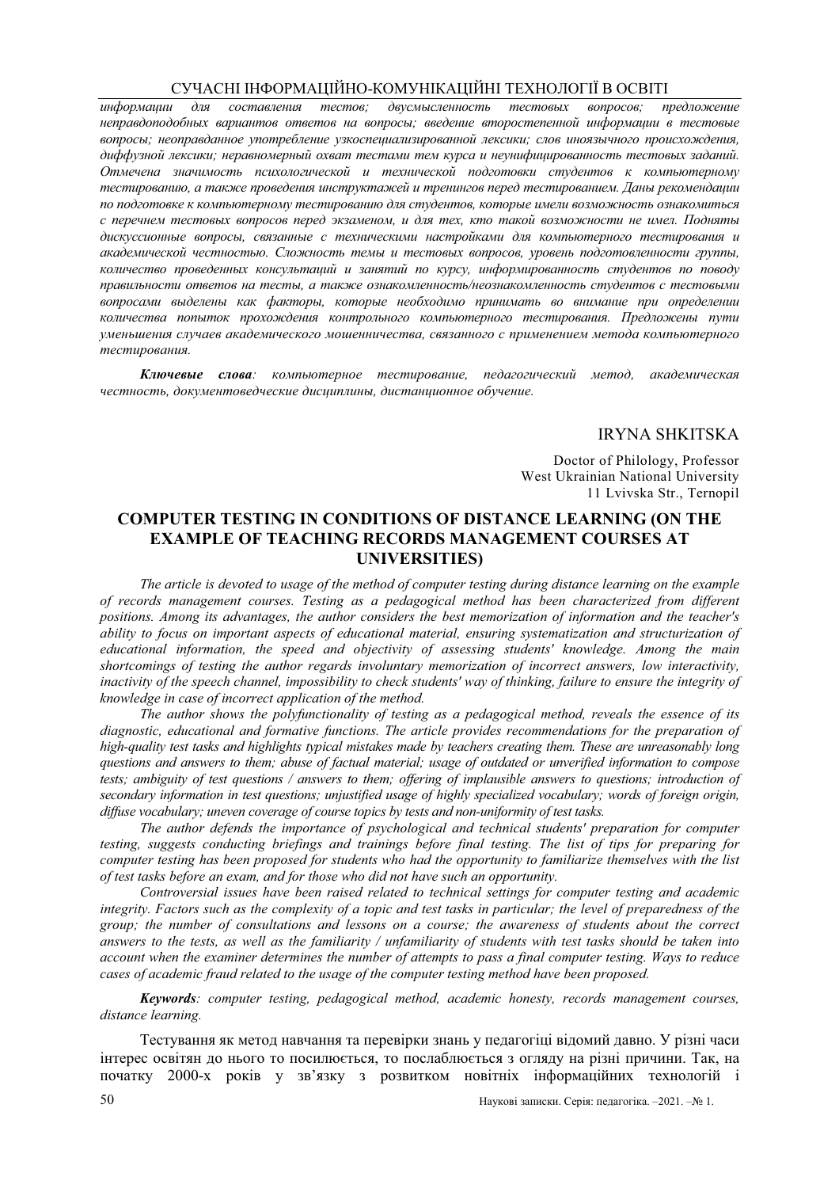*информации для составления тестов; двусмысленность тестовых вопросов; предложение неправдоподобных вариантов ответов на вопросы; введение второстепенной информации в тестовые вопросы; неоправданное употребление узкоспециализированной лексики; слов иноязычного происхождения, диффузной лексики; неравномерный охват тестами тем курса и неунифицированность тестовых заданий. Отмечена значимость психологической и технической подготовки студентов к компьютерному тестированию, а также проведения инструктажей и тренингов перед тестированием. Даны рекомендации по подготовке к компьютерному тестированию для студентов, которые имели возможность ознакомиться с перечнем тестовых вопросов перед экзаменом, и для тех, кто такой возможности не имел. Подняты дискуссионные вопросы, связанные с техническими настройками для компьютерного тестирования и академической честностью. Сложность темы и тестовых вопросов, уровень подготовленности группы, количество проведенных консультаций и занятий по курсу, информированность студентов по поводу правильности ответов на тесты, а также ознакомленность/неознакомленность студентов с тестовыми вопросами выделены как факторы, которые необходимо принимать во внимание при определении количества попыток прохождения контрольного компьютерного тестирования. Предложены пути уменьшения случаев академического мошенничества, связанного с применением метода компьютерного тестирования.*

***Ключевые слова**: компьютерное тестирование, педагогический метод, академическая честность, документоведческие дисциплины, дистанционное обучение.*

IRYNA SHKITSKA

Doctor of Philology, Professor
West Ukrainian National University
11 Lvivska Str., Ternopil

## COMPUTER TESTING IN CONDITIONS OF DISTANCE LEARNING (ON THE EXAMPLE OF TEACHING RECORDS MANAGEMENT COURSES AT UNIVERSITIES)

*The article is devoted to usage of the method of computer testing during distance learning on the example of records management courses. Testing as a pedagogical method has been characterized from different positions. Among its advantages, the author considers the best memorization of information and the teacher's ability to focus on important aspects of educational material, ensuring systematization and structurization of educational information, the speed and objectivity of assessing students' knowledge. Among the main shortcomings of testing the author regards involuntary memorization of incorrect answers, low interactivity, inactivity of the speech channel, impossibility to check students' way of thinking, failure to ensure the integrity of knowledge in case of incorrect application of the method.*

*The author shows the polyfunctionality of testing as a pedagogical method, reveals the essence of its diagnostic, educational and formative functions. The article provides recommendations for the preparation of high-quality test tasks and highlights typical mistakes made by teachers creating them. These are unreasonably long questions and answers to them; abuse of factual material; usage of outdated or unverified information to compose tests; ambiguity of test questions / answers to them; offering of implausible answers to questions; introduction of secondary information in test questions; unjustified usage of highly specialized vocabulary; words of foreign origin, diffuse vocabulary; uneven coverage of course topics by tests and non-uniformity of test tasks.*

*The author defends the importance of psychological and technical students' preparation for computer testing, suggests conducting briefings and trainings before final testing. The list of tips for preparing for computer testing has been proposed for students who had the opportunity to familiarize themselves with the list of test tasks before an exam, and for those who did not have such an opportunity.*

*Controversial issues have been raised related to technical settings for computer testing and academic integrity. Factors such as the complexity of a topic and test tasks in particular; the level of preparedness of the group; the number of consultations and lessons on a course; the awareness of students about the correct answers to the tests, as well as the familiarity / unfamiliarity of students with test tasks should be taken into account when the examiner determines the number of attempts to pass a final computer testing. Ways to reduce cases of academic fraud related to the usage of the computer testing method have been proposed.*

***Keywords**: computer testing, pedagogical method, academic honesty, records management courses, distance learning.*

Тестування як метод навчання та перевірки знань у педагогіці відомий давно. У різні часи інтерес освітян до нього то посилюється, то послаблюється з огляду на різні причини. Так, на початку 2000-х років у зв'язку з розвитком новітніх інформаційних технологій і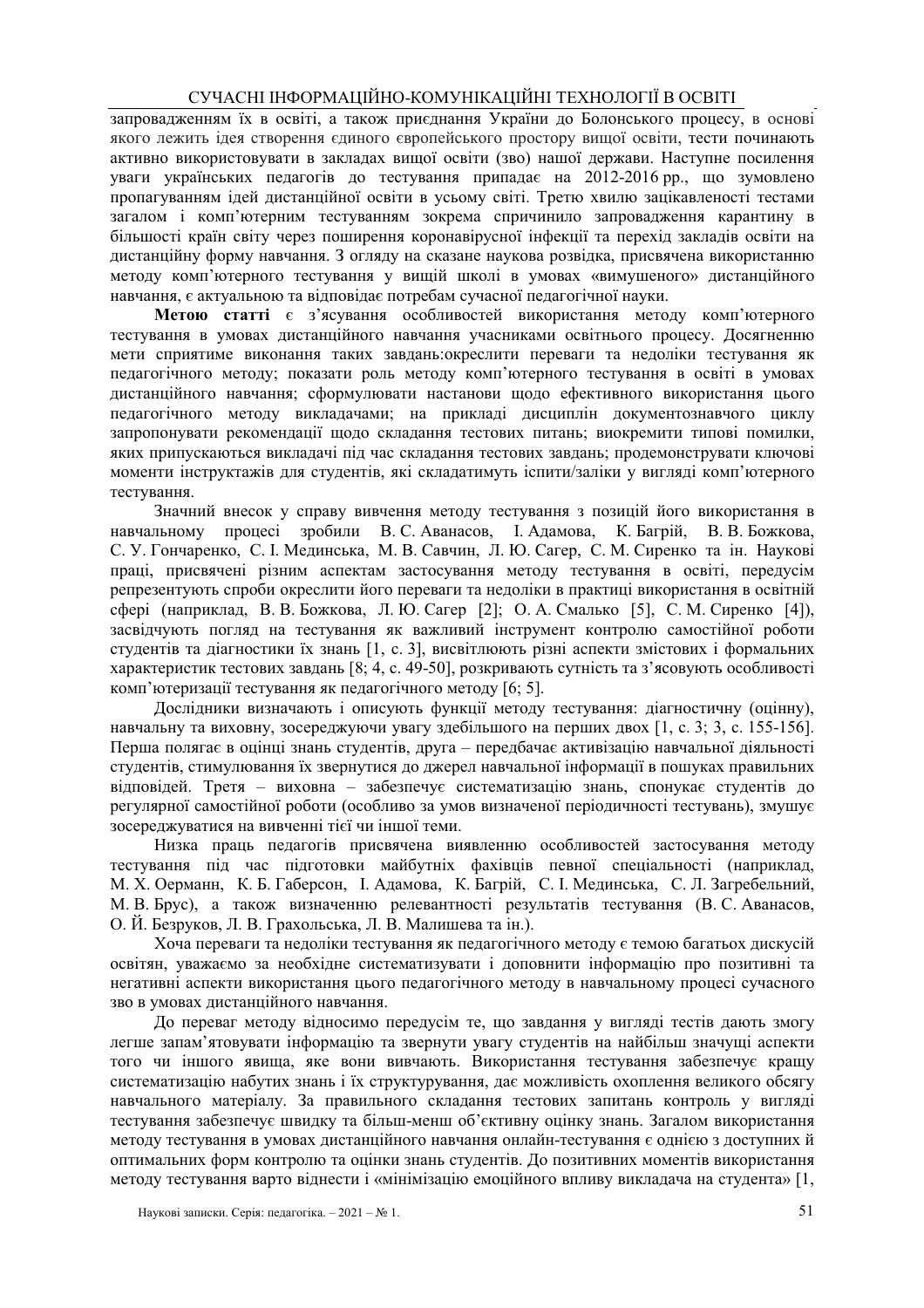запровадженням їх в освіті, а також приєднання України до Болонського процесу, в основі якого лежить ідея створення єдиного європейського простору вищої освіти, тести починають активно використовувати в закладах вищої освіти (зво) нашої держави. Наступне посилення уваги українських педагогів до тестування припадає на 2012-2016 рр., що зумовлено пропагуванням ідей дистанційної освіти в усьому світі. Третю хвилю зацікавленості тестами загалом і комп'ютерним тестуванням зокрема спричинило запровадження карантину в більшості країн світу через поширення коронавірусної інфекції та перехід закладів освіти на дистанційну форму навчання. З огляду на сказане наукова розвідка, присвячена використанню методу комп'ютерного тестування у вищій школі в умовах «вимушеного» дистанційного навчання, є актуальною та відповідає потребам сучасної педагогічної науки.

**Метою статті** є з'ясування особливостей використання методу комп'ютерного тестування в умовах дистанційного навчання учасниками освітнього процесу. Досягненню мети сприятиме виконання таких завдань:окреслити переваги та недоліки тестування як педагогічного методу; показати роль методу комп'ютерного тестування в освіті в умовах дистанційного навчання; сформулювати настанови щодо ефективного використання цього педагогічного методу викладачами; на прикладі дисциплін документознавчого циклу запропонувати рекомендації щодо складання тестових питань; виокремити типові помилки, яких припускаються викладачі під час складання тестових завдань; продемонструвати ключові моменти інструктажів для студентів, які складатимуть іспити/заліки у вигляді комп'ютерного тестування.

Значний внесок у справу вивчення методу тестування з позицій його використання в навчальному процесі зробили В. С. Аванасов, І. Адамова, К. Багрій, В. В. Божкова, С. У. Гончаренко, С. І. Railмединська, М. В. Савчин, Л. Ю. Сагер, С. М. Сиренко та ін. Наукові праці, присвячені різним аспектам застосування методу тестування в освіті, передусім репрезентують спроби окреслити його переваги та недоліки в практиці використання в освітній сфері (наприклад, В. В. Божкова, Л. Ю. Сагер [2]; О. А. Смалько [5], С. М. Сиренко [4]), засвідчують погляд на тестування як важливий інструмент контролю самостійної роботи студентів та діагностики їх знань [1, с. 3], висвітлюють різні аспекти змістових і формальних характеристик тестових завдань [8; 4, с. 49-50], розкривають сутність та з'ясовують особливості комп'ютеризації тестування як педагогічного методу [6; 5].

Дослідники визначають і описують функції методу тестування: діагностичну (оцінну), навчальну та виховну, зосереджуючи увагу здебільшого на перших двох [1, с. 3; 3, с. 155-156]. Перша полягає в оцінці знань студентів, друга – передбачає активізацію навчальної діяльності студентів, стимулювання їх звернутися до джерел навчальної інформації в пошуках правильних відповідей. Третя – виховна – забезпечує систематизацію знань, спонукає студентів до регулярної самостійної роботи (особливо за умов визначеної періодичності тестувань), змушує зосереджуватися на вивченні тієї чи іншої теми.

Низка праць педагогів присвячена виявленню особливостей застосування методу тестування під час підготовки майбутніх фахівців певної спеціальності (наприклад, М. Х. Оерманн, К. Б. Габерсон, І. Адамова, К. Багрій, С. І. Мединська, С. Л. Загребельний, М. В. Брус), а також визначенню релевантності результатів тестування (В. С. Аванасов, О. Й. Безруков, Л. В. Грахольська, Л. В. Малишева та ін.).

Хоча переваги та недоліки тестування як педагогічного методу є темою багатьох дискусій освітян, уважаємо за необхідне систематизувати і доповнити інформацію про позитивні та негативні аспекти використання цього педагогічного методу в навчальному процесі сучасного зво в умовах дистанційного навчання.

До переваг методу відносимо передусім те, що завдання у вигляді тестів дають змогу легше запам'ятовувати інформацію та звернути увагу студентів на найбільш значущі аспекти того чи іншого явища, яке вони вивчають. Використання тестування забезпечує кращу систематизацію набутих знань і їх структурування, дає можливість охоплення великого обсягу навчального матеріалу. За правильного складання тестових запитань контроль у вигляді тестування забезпечує швидку та більш-менш об'єктивну оцінку знань. Загалом використання методу тестування в умовах дистанційного навчання онлайн-тестування є однією з доступних й оптимальних форм контролю та оцінки знань студентів. До позитивних моментів використання методу тестування варто віднести і «мінімізацію емоційного впливу викладача на студента» [1,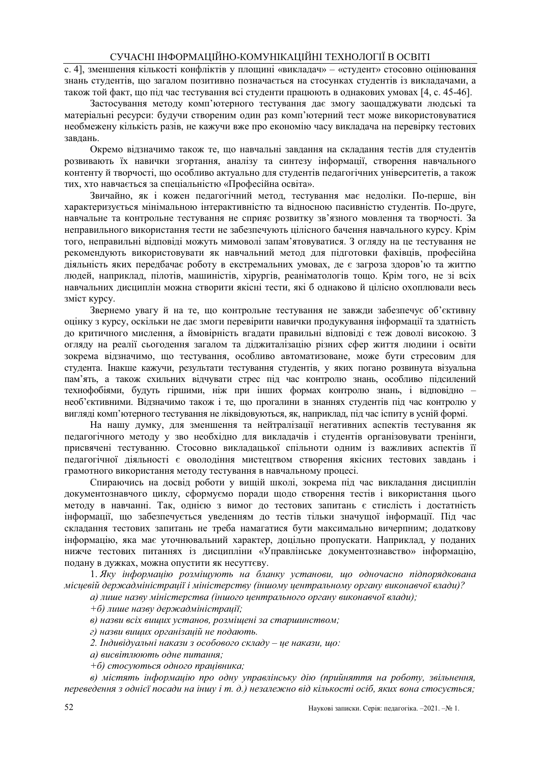с. 4], зменшення кількості конфліктів у площині «викладач» – «студент» стосовно оцінювання знань студентів, що загалом позитивно позначається на стосунках студентів із викладачами, а також той факт, що під час тестування всі студенти працюють в однакових умовах [4, с. 45-46].

Застосування методу комп'ютерного тестування дає змогу заощаджувати людські та матеріальні ресурси: будучи створеним один раз комп'ютерний тест може використовуватися необмежену кількість разів, не кажучи вже про економію часу викладача на перевірку тестових завдань.

Окремо відзначимо також те, що навчальні завдання на складання тестів для студентів розвивають їх навички згортання, аналізу та синтезу інформації, створення навчального контенту й творчості, що особливо актуально для студентів педагогічних університетів, а також тих, хто навчається за спеціальністю «Професійна освіта».

Звичайно, як і кожен педагогічний метод, тестування має недоліки. По-перше, він характеризується мінімальною інтерактивністю та відносною пасивністю студентів. По-друге, навчальне та контрольне тестування не сприяє розвитку зв'язного мовлення та творчості. За неправильного використання тести не забезпечують цілісного бачення навчального курсу. Крім того, неправильні відповіді можуть мимоволі запам'ятовуватися. З огляду на це тестування не рекомендують використовувати як навчальний метод для підготовки фахівців, професійна діяльність яких передбачає роботу в екстремальних умовах, де є загроза здоров'ю та життю людей, наприклад, пілотів, машиністів, хірургів, реаніматологів тощо. Крім того, не зі всіх навчальних дисциплін можна створити якісні тести, які б однаково й цілісно охоплювали весь зміст курсу.

Звернемо увагу й на те, що контрольне тестування не завжди забезпечує об'єктивну оцінку з курсу, оскільки не дає змоги перевірити навички продукування інформації та здатність до критичного мислення, а ймовірність вгадати правильні відповіді є теж доволі високою. З огляду на реалії сьогодення загалом та діджиталізацію різних сфер життя людини і освіти зокрема відзначимо, що тестування, особливо автоматизоване, може бути стресовим для студента. Інакше кажучи, результати тестування студентів, у яких погано розвинута візуальна пам'ять, а також схильних відчувати стрес під час контролю знань, особливо підсилений технофобіями, будуть гіршими, ніж при інших формах контролю знань, і відповідно – необ'єктивними. Відзначимо також і те, що прогалини в знаннях студентів під час контролю у вигляді комп'ютерного тестування не ліквідовуються, як, наприклад, під час іспиту в усній формі.

На нашу думку, для зменшення та нейтралізації негативних аспектів тестування як педагогічного методу у зво необхідно для викладачів і студентів організовувати тренінги, присвячені тестуванню. Стосовно викладацької спільноти одним із важливих аспектів її педагогічної діяльності є оволодіння мистецтвом створення якісних тестових завдань і грамотного використання методу тестування в навчальному процесі.

Спираючись на досвід роботи у вищій школі, зокрема під час викладання дисциплін документознавчого циклу, сформуємо поради щодо створення тестів і використання цього методу в навчанні. Так, однією з вимог до тестових запитань є стислість і достатність інформації, що забезпечується уведенням до тестів тільки значущої інформації. Під час складання тестових запитань не треба намагатися бути максимально вичерпним; додаткову інформацію, яка має уточнювальний характер, доцільно пропускати. Наприклад, у поданих нижче тестових питаннях із дисципліни «Управлінське документознавство» інформацію, подану в дужках, можна опустити як несуттєву.

1. *Яку інформацію розміщують на бланку установи, що одночасно підпорядкована місцевій держадміністрації і міністерству (іншому центральному органу виконавчої влади)?*

*а) лише назву міністерства (іншого центрального органу виконавчої влади);*

*+б) лише назву держадміністрації;*

*в) назви всіх вищих установ, розміщені за старшинством;*

*г) назви вищих організацій не подають.*

*2. Індивідуальні накази з особового складу – це накази, що:*

*а) висвітлюють одне питання;*

*+б) стосуються одного працівника;*

*в) містять інформацію про одну управлінську дію (прийняття на роботу, звільнення, переведення з однієї посади на іншу і т. д.) незалежно від кількості осіб, яких вона стосується;*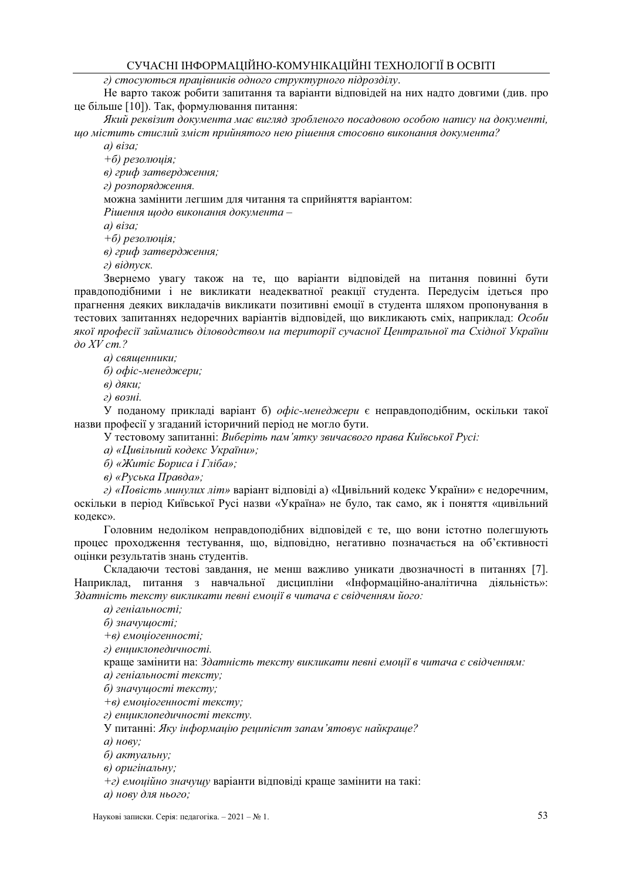*г) стосуються працівників одного структурного підрозділу*.

Не варто також робити запитання та варіанти відповідей на них надто довгими (див. про це більше [10]). Так, формулювання питання:

*Який реквізит документа має вигляд зробленого посадовою особою напису на документі, що містить стислий зміст прийнятого нею рішення стосовно виконання документа?*

*а) віза;*

*+б) резолюція;*

*в) гриф затвердження;*

*г) розпорядження.*

можна замінити легшим для читання та сприйняття варіантом:

*Рішення щодо виконання документа –*

*а) віза;*

*+б) резолюція;*

*в) гриф затвердження;*

*г) відпуск.*

Звернемо увагу також на те, що варіанти відповідей на питання повинні бути правдоподібними і не викликати неадекватної реакції студента. Передусім ідеться про прагнення деяких викладачів викликати позитивні емоції в студента шляхом пропонування в тестових запитаннях недоречних варіантів відповідей, що викликають сміх, наприклад: *Особи якої професії займались діловодством на території сучасної Центральної та Східної України до XV ст.?*

*а) священники;*

*б) офіс-менеджери;*

*в) дяки;*

*г) возні.*

У поданому прикладі варіант б) *офіс-менеджери* є неправдоподібним, оскільки такої назви професії у згаданий історичний період не могло бути.

У тестовому запитанні: *Виберіть пам'ятку звичаєвого права Київської Русі:*

*а) «Цивільний кодекс України»;*

*б) «Житіє Бориса і Гліба»;*

*в) «Руська Правда»;*

*г) «Повість минулих літ»* варіант відповіді а) «Цивільний кодекс України» є недоречним, оскільки в період Київської Русі назви «Україна» не було, так само, як і поняття «цивільний кодекс».

Головним недоліком неправдоподібних відповідей є те, що вони істотно полегшують процес проходження тестування, що, відповідно, негативно позначається на об'єктивності оцінки результатів знань студентів.

Складаючи тестові завдання, не менш важливо уникати двозначності в питаннях [7]. Наприклад, питання з навчальної дисципліни «Інформаційно-аналітична діяльність»: *Здатність тексту викликати певні емоції в читача є свідченням його:*

*а) геніальності;*

*б) значущості;*

*+в) емоціогенності;*

*г) енциклопедичності.*

краще замінити на: *Здатність тексту викликати певні емоції в читача є свідченням:*

*а) геніальності тексту;*

*б) значущості тексту;*

*+в) емоціогенності тексту;*

*г) енциклопедичності тексту.*

У питанні: *Яку інформацію реципієнт запам'ятовує найкраще?*

*а) нову;*

*б) актуальну;*

*в) оригінальну;*

*+г) емоційно значущу* варіанти відповіді краще замінити на такі:

*а) нову для нього;*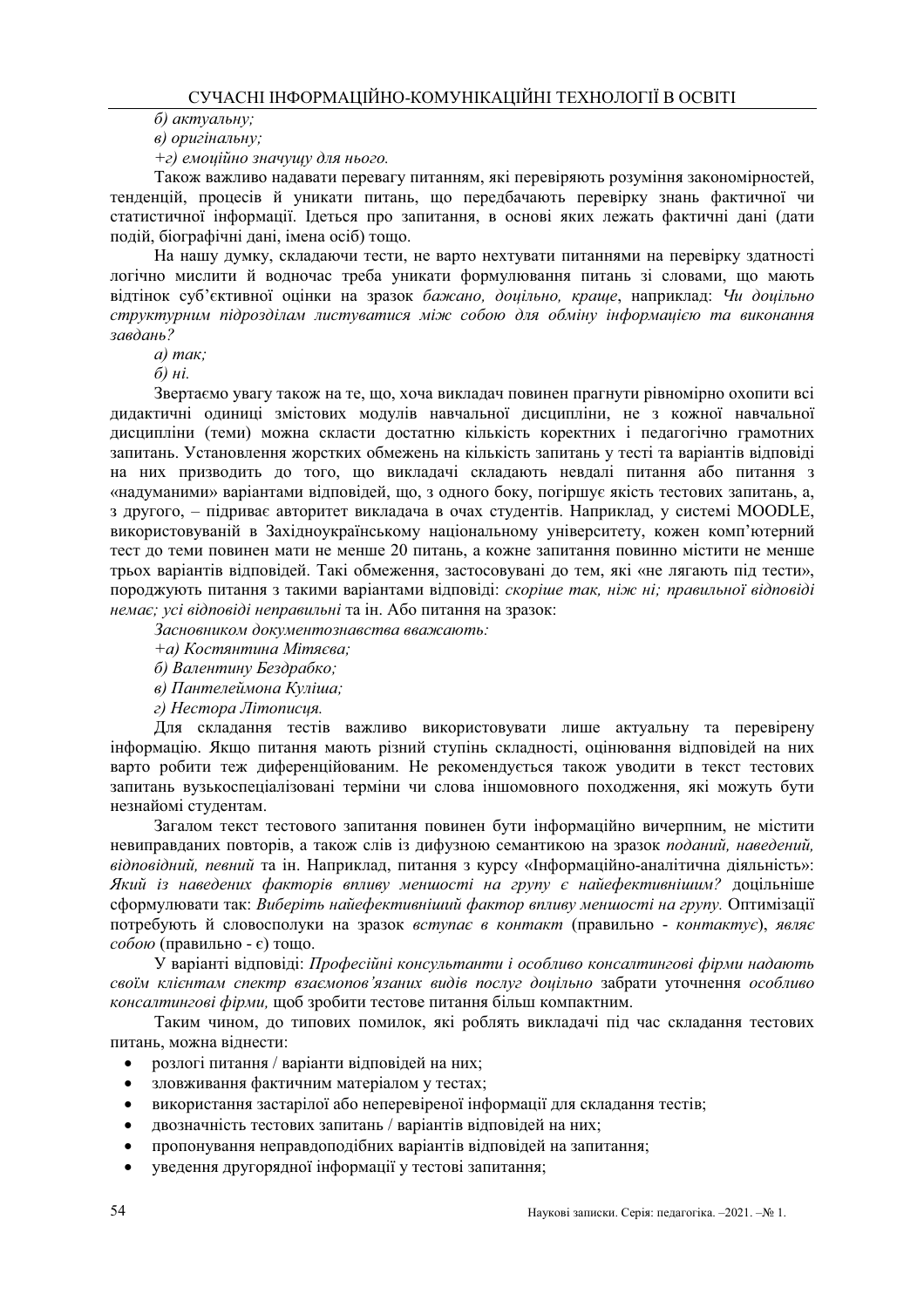*б) актуальну;*

*в) оригінальну;*

*+г) емоційно значущу для нього.*

Також важливо надавати перевагу питанням, які перевіряють розуміння закономірностей, тенденцій, процесів й уникати питань, що передбачають перевірку знань фактичної чи статистичної інформації. Ідеться про запитання, в основі яких лежать фактичні дані (дати подій, біографічні дані, імена осіб) тощо.

На нашу думку, складаючи тести, не варто нехтувати питаннями на перевірку здатності логічно мислити й водночас треба уникати формулювання питань зі словами, що мають відтінок суб'єктивної оцінки на зразок *бажано, доцільно, краще*, наприклад: *Чи доцільно структурним підрозділам листуватися між собою для обміну інформацією та виконання завдань?*

*а) так;*

*б) ні.*

Звертаємо увагу також на те, що, хоча викладач повинен прагнути рівномірно охопити всі дидактичні одиниці змістових модулів навчальної дисципліни, не з кожної навчальної дисципліни (теми) можна скласти достатню кількість коректних і педагогічно грамотних запитань. Установлення жорстких обмежень на кількість запитань у тесті та варіантів відповіді на них призводить до того, що викладачі складають невдалі питання або питання з «надуманими» варіантами відповідей, що, з одного боку, погіршує якість тестових запитань, а, з другого, – підриває авторитет викладача в очах студентів. Наприклад, у системі MOODLE, використовуваній в Західноукраїнському національному університету, кожен комп'ютерний тест до теми повинен мати не менше 20 питань, а кожне запитання повинно містити не менше трьох варіантів відповідей. Такі обмеження, застосовувані до тем, які «не лягають під тести», породжують питання з такими варіантами відповіді: *скоріше так, ніж ні; правильної відповіді немає; усі відповіді неправильні* та ін. Або питання на зразок:

*Засновником документознавства вважають:*

*+а) Костянтина Мітяєва;*

*б) Валентину Бездрабко;*

*в) Пантелеймона Куліша;*

*г) Нестора Літописця.*

Для складання тестів важливо використовувати лише актуальну та перевірену інформацію. Якщо питання мають різний ступінь складності, оцінювання відповідей на них варто робити теж диференційованим. Не рекомендується також уводити в текст тестових запитань вузькоспеціалізовані терміни чи слова іншомовного походження, які можуть бути незнайомі студентам.

Загалом текст тестового запитання повинен бути інформаційно вичерпним, не містити невиправданих повторів, а також слів із дифузною семантикою на зразок *поданий, наведений, відповідний, певний* та ін. Наприклад, питання з курсу «Інформаційно-аналітична діяльність»: *Який із наведених факторів впливу меншості на групу є найефективнішим?* доцільніше сформулювати так: *Виберіть найефективніший фактор впливу меншості на групу.* Оптимізації потребують й словосполуки на зразок *вступає в контакт* (правильно - *контактує*), *являє собою* (правильно - є) тощо.

У варіанті відповіді: *Професійні консультанти і особливо консалтингові фірми надають своїм клієнтам спектр взаємопов'язаних видів послуг доцільно* забрати уточнення *особливо консалтингові фірми,* щоб зробити тестове питання більш компактним.

Таким чином, до типових помилок, які роблять викладачі під час складання тестових питань, можна віднести:

- розлогі питання / варіанти відповідей на них;
- зловживання фактичним матеріалом у тестах;
- використання застарілої або неперевіреної інформації для складання тестів;
- двозначність тестових запитань / варіантів відповідей на них;
- пропонування неправдоподібних варіантів відповідей на запитання;
- уведення другорядної інформації у тестові запитання;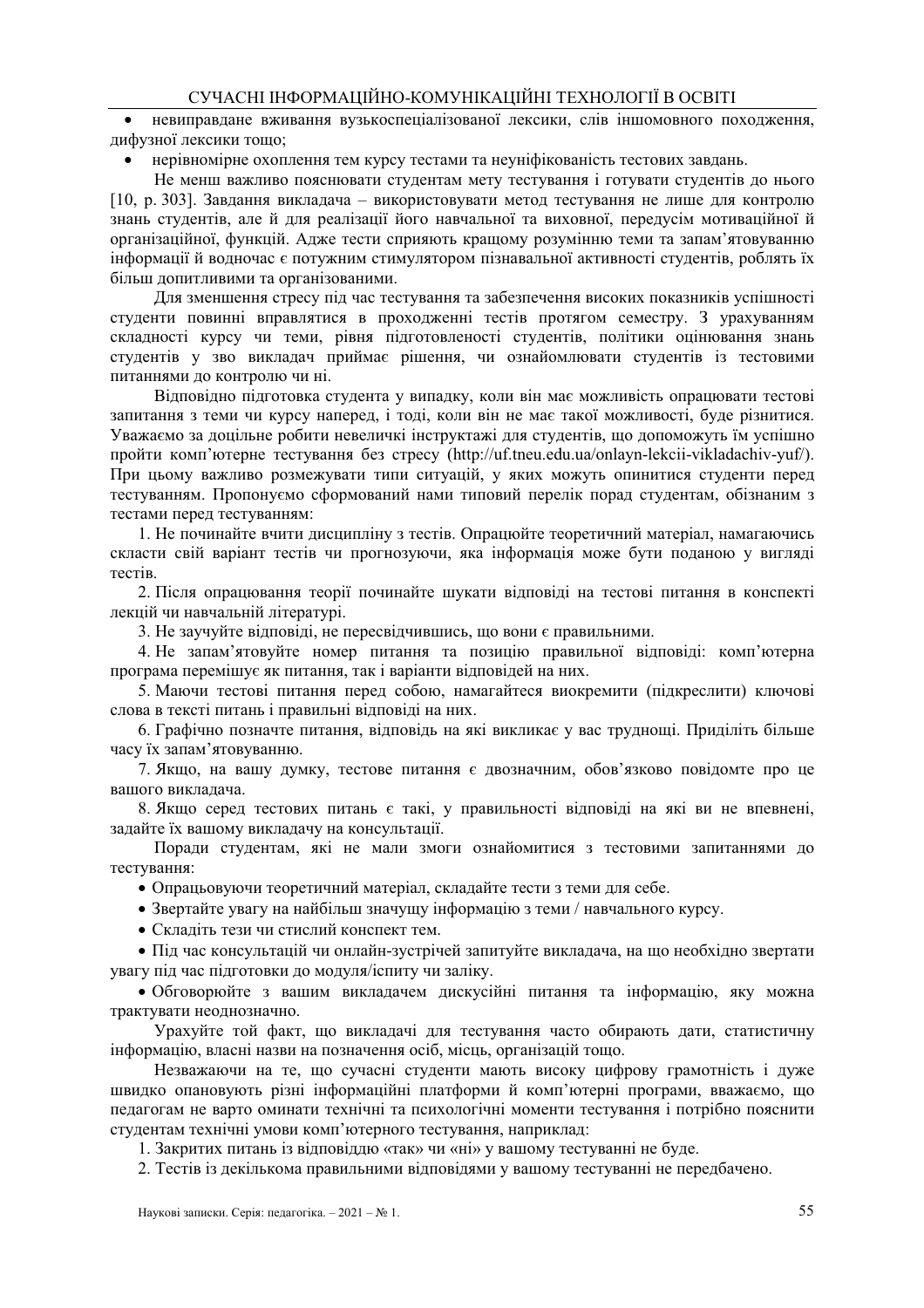- невиправдане вживання вузькоспеціалізованої лексики, слів іншомовного походження, дифузної лексики тощо;
- нерівномірне охоплення тем курсу тестами та неуніфікованість тестових завдань.

Не менш важливо пояснювати студентам мету тестування і готувати студентів до нього [10, p. 303]. Завдання викладача – використовувати метод тестування не лише для контролю знань студентів, але й для реалізації його навчальної та виховної, передусім мотиваційної й організаційної, функцій. Адже тести сприяють кращому розумінню теми та запам'ятовуванню інформації й водночас є потужним стимулятором пізнавальної активності студентів, роблять їх більш допитливими та організованими.

Для зменшення стресу під час тестування та забезпечення високих показників успішності студенти повинні вправлятися в проходженні тестів протягом семестру. З урахуванням складності курсу чи теми, рівня підготовленості студентів, політики оцінювання знань студентів у зво викладач приймає рішення, чи ознайомлювати студентів із тестовими питаннями до контролю чи ні.

Відповідно підготовка студента у випадку, коли він має можливість опрацювати тестові запитання з теми чи курсу наперед, і тоді, коли він не має такої можливості, буде різнитися. Уважаємо за доцільне робити невеличкі інструктажі для студентів, що допоможуть їм успішно пройти комп'ютерне тестування без стресу (http://uf.tneu.edu.ua/onlayn-lekcii-vikladachiv-yuf/). При цьому важливо розмежувати типи ситуацій, у яких можуть опинитися студенти перед тестуванням. Пропонуємо сформований нами типовий перелік порад студентам, обізнаним з тестами перед тестуванням:

1. Не починайте вчити дисципліну з тестів. Опрацюйте теоретичний матеріал, намагаючись скласти свій варіант тестів чи прогнозуючи, яка інформація може бути поданою у вигляді тестів.
2. Після опрацювання теорії починайте шукати відповіді на тестові питання в конспекті лекцій чи навчальній літературі.
3. Не заучуйте відповіді, не пересвідчившись, що вони є правильними.
4. Не запам'ятовуйте номер питання та позицію правильної відповіді: комп'ютерна програма перемішує як питання, так і варіанти відповідей на них.
5. Маючи тестові питання перед собою, намагайтеся виокремити (підкреслити) ключові слова в тексті питань і правильні відповіді на них.
6. Графічно позначте питання, відповідь на які викликає у вас труднощі. Приділіть більше часу їх запам'ятовуванню.
7. Якщо, на вашу думку, тестове питання є двозначним, обов'язково повідомте про це вашого викладача.
8. Якщо серед тестових питань є такі, у правильності відповіді на які ви не впевнені, задайте їх вашому викладачу на консультації.

Поради студентам, які не мали змоги ознайомитися з тестовими запитаннями до тестування:

- Опрацьовуючи теоретичний матеріал, складайте тести з теми для себе.
- Звертайте увагу на найбільш значущу інформацію з теми / навчального курсу.
- Складіть тези чи стислий конспект тем.
- Під час консультацій чи онлайн-зустрічей запитуйте викладача, на що необхідно звертати увагу під час підготовки до модуля/іспиту чи заліку.
- Обговорюйте з вашим викладачем дискусійні питання та інформацію, яку можна трактувати неоднозначно.

Урахуйте той факт, що викладачі для тестування часто обирають дати, статистичну інформацію, власні назви на позначення осіб, місць, організацій тощо.

Незважаючи на те, що сучасні студенти мають високу цифрову грамотність і дуже швидко опановують різні інформаційні платформи й комп'ютерні програми, вважаємо, що педагогам не варто оминати технічні та психологічні моменти тестування і потрібно пояснити студентам технічні умови комп'ютерного тестування, наприклад:

1. Закритих питань із відповіддю «так» чи «ні» у вашому тестуванні не буде.
2. Тестів із декількома правильними відповідями у вашому тестуванні не передбачено.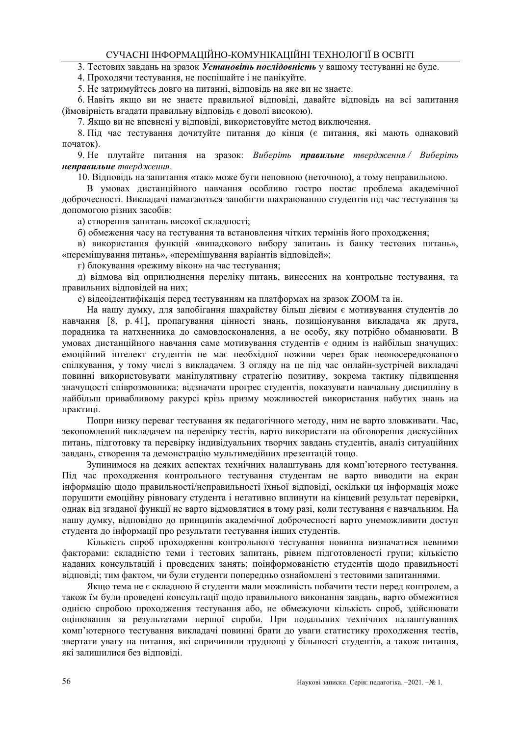3. Тестових завдань на зразок ***Установіть послідовність*** у вашому тестуванні не буде.

4. Проходячи тестування, не поспішайте і не панікуйте.

5. Не затримуйтесь довго на питанні, відповідь на яке ви не знаєте.

6. Навіть якщо ви не знаєте правильної відповіді, давайте відповідь на всі запитання (ймовірність вгадати правильну відповідь є доволі високою).

7. Якщо ви не впевнені у відповіді, використовуйте метод виключення.

8. Під час тестування дочитуйте питання до кінця (є питання, які мають однаковий початок).

9. Не плутайте питання на зразок: *Виберіть* ***правильне*** *твердження / Виберіть* ***неправильне*** *твердження*.

10. Відповідь на запитання «так» може бути неповною (неточною), а тому неправильною.

В умовах дистанційного навчання особливо гостро постає проблема академічної доброчесності. Викладачі намагаються запобігти шахраюванню студентів під час тестування за допомогою різних засобів:

а) створення запитань високої складності;

б) обмеження часу на тестування та встановлення чітких термінів його проходження;

в) використання функцій «випадкового вибору запитань із банку тестових питань», «перемішування питань», «перемішування варіантів відповідей»;

г) блокування «режиму вікон» на час тестування;

д) відмова від оприлюднення переліку питань, винесених на контрольне тестування, та правильних відповідей на них;

е) відеоідентифікація перед тестуванням на платформах на зразок ZOOM та ін.

На нашу думку, для запобігання шахрайству більш дієвим є мотивування студентів до навчання [8, p. 41], пропагування цінності знань, позиціонування викладача як друга, порадника та натхненника до самовдосконалення, а не особу, яку потрібно обманювати. В умовах дистанційного навчання саме мотивування студентів є одним із найбільш значущих: емоційний інтелект студентів не має необхідної поживи через брак неопосередкованого спілкування, у тому числі з викладачем. З огляду на це під час онлайн-зустрічей викладачі повинні використовувати маніпулятивну стратегію позитиву, зокрема тактику підвищення значущості співрозмовника: відзначати прогрес студентів, показувати навчальну дисципліну в найбільш привабливому ракурсі крізь призму можливостей використання набутих знань на практиці.

Попри низку переваг тестування як педагогічного методу, ним не варто зловживати. Час, зекономлений викладачем на перевірку тестів, варто використати на обговорення дискусійних питань, підготовку та перевірку індивідуальних творчих завдань студентів, аналіз ситуаційних завдань, створення та демонстрацію мультимедійних презентацій тощо.

Зупинимося на деяких аспектах технічних налаштувань для комп'ютерного тестування. Під час проходження контрольного тестування студентам не варто виводити на екран інформацію щодо правильності/неправильності їхньої відповіді, оскільки ця інформація може порушити емоційну рівновагу студента і негативно вплинути на кінцевий результат перевірки, однак від згаданої функції не варто відмовлятися в тому разі, коли тестування є навчальним. На нашу думку, відповідно до принципів академічної доброчесності варто унеможливити доступ студента до інформації про результати тестування інших студентів.

Кількість спроб проходження контрольного тестування повинна визначатися певними факторами: складністю теми і тестових запитань, рівнем підготовленості групи; кількістю наданих консультацій і проведених занять; поінформованістю студентів щодо правильності відповіді; тим фактом, чи були студенти попередньо ознайомлені з тестовими запитаннями.

Якщо тема не є складною й студенти мали можливість побачити тести перед контролем, а також їм були проведені консультації щодо правильного виконання завдань, варто обмежитися однією спробою проходження тестування або, не обмежуючи кількість спроб, здійснювати оцінювання за результатами першої спроби. При подальших технічних налаштуваннях комп'ютерного тестування викладачі повинні брати до уваги статистику проходження тестів, звертати увагу на питання, які спричинили труднощі у більшості студентів, а також питання, які залишилися без відповіді.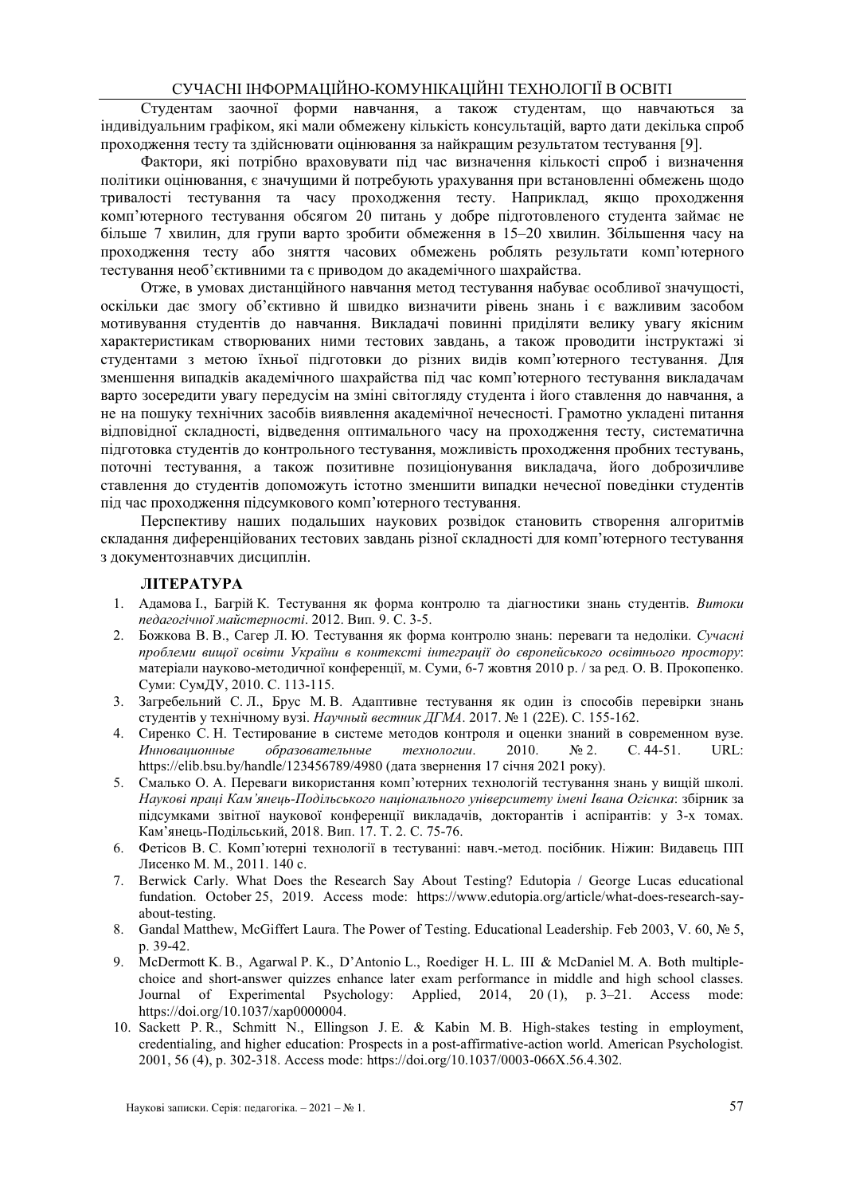Студентам заочної форми навчання, а також студентам, що навчаються за індивідуальним графіком, які мали обмежену кількість консультацій, варто дати декілька спроб проходження тесту та здійснювати оцінювання за найкращим результатом тестування [9].

Фактори, які потрібно враховувати під час визначення кількості спроб і визначення політики оцінювання, є значущими й потребують урахування при встановленні обмежень щодо тривалості тестування та часу проходження тесту. Наприклад, якщо проходження комп'ютерного тестування обсягом 20 питань у добре підготовленого студента займає не більше 7 хвилин, для групи варто зробити обмеження в 15–20 хвилин. Збільшення часу на проходження тесту або зняття часових обмежень роблять результати комп'ютерного тестування необ'єктивними та є приводом до академічного шахрайства.

Отже, в умовах дистанційного навчання метод тестування набуває особливої значущості, оскільки дає змогу об'єктивно й швидко визначити рівень знань і є важливим засобом мотивування студентів до навчання. Викладачі повинні приділяти велику увагу якісним характеристикам створюваних ними тестових завдань, а також проводити інструктажі зі студентами з метою їхньої підготовки до різних видів комп'ютерного тестування. Для зменшення випадків академічного шахрайства під час комп'ютерного тестування викладачам варто зосередити увагу передусім на зміні світогляду студента і його ставлення до навчання, а не на пошуку технічних засобів виявлення академічної нечесності. Грамотно укладені питання відповідної складності, відведення оптимального часу на проходження тесту, систематична підготовка студентів до контрольного тестування, можливість проходження пробних тестувань, поточні тестування, а також позитивне позиціонування викладача, його доброзичливе ставлення до студентів допоможуть істотно зменшити випадки нечесної поведінки студентів під час проходження підсумкового комп'ютерного тестування.

Перспективу наших подальших наукових розвідок становить створення алгоритмів складання диференційованих тестових завдань різної складності для комп'ютерного тестування з документознавчих дисциплін.

**ЛІТЕРАТУРА**

1. Адамова І., Багрій К. Тестування як форма контролю та діагностики знань студентів. *Витоки педагогічної майстерності*. 2012. Вип. 9. С. 3-5.
2. Божкова В. В., Сагер Л. Ю. Тестування як форма контролю знань: переваги та недоліки. *Сучасні проблеми вищої освіти України в контексті інтеграції до європейського освітнього простору*: матеріали науково-методичної конференції, м. Суми, 6-7 жовтня 2010 р. / за ред. О. В. Прокопенко. Суми: СумДУ, 2010. С. 113-115.
3. Загребельний С. Л., Брус М. В. Адаптивне тестування як один із способів перевірки знань студентів у технічному вузі. *Научный вестник ДГМА*. 2017. № 1 (22Е). С. 155-162.
4. Сиренко С. Н. Тестирование в системе методов контроля и оценки знаний в современном вузе. *Инновационные образовательные технологии*. 2010. № 2. С. 44-51. URL: https://elib.bsu.by/handle/123456789/4980 (дата звернення 17 січня 2021 року).
5. Смалько О. А. Переваги використання комп'ютерних технологій тестування знань у вищій школі. *Наукові праці Кам'янець-Подільського національного університету імені Івана Огієнка*: збірник за підсумками звітної наукової конференції викладачів, докторантів і аспірантів: у 3-х томах. Кам'янець-Подільський, 2018. Вип. 17. Т. 2. С. 75-76.
6. Фетісов В. С. Комп'ютерні технології в тестуванні: навч.-метод. посібник. Ніжин: Видавець ПП Лисенко М. М., 2011. 140 с.
7. Berwick Carly. What Does the Research Say About Testing? Edutopia / George Lucas educational fundation. October 25, 2019. Access mode: https://www.edutopia.org/article/what-does-research-say-about-testing.
8. Gandal Matthew, McGiffert Laura. The Power of Testing. Educational Leadership. Feb 2003, V. 60, № 5, p. 39-42.
9. McDermott K. B., Agarwal P. K., D'Antonio L., Roediger H. L. III & McDaniel M. A. Both multiple-choice and short-answer quizzes enhance later exam performance in middle and high school classes. Journal of Experimental Psychology: Applied, 2014, 20 (1), p. 3–21. Access mode: https://doi.org/10.1037/xap0000004.
10. Sackett P. R., Schmitt N., Ellingson J. E. & Kabin M. B. High-stakes testing in employment, credentialing, and higher education: Prospects in a post-affirmative-action world. American Psychologist. 2001, 56 (4), p. 302-318. Access mode: https://doi.org/10.1037/0003-066X.56.4.302.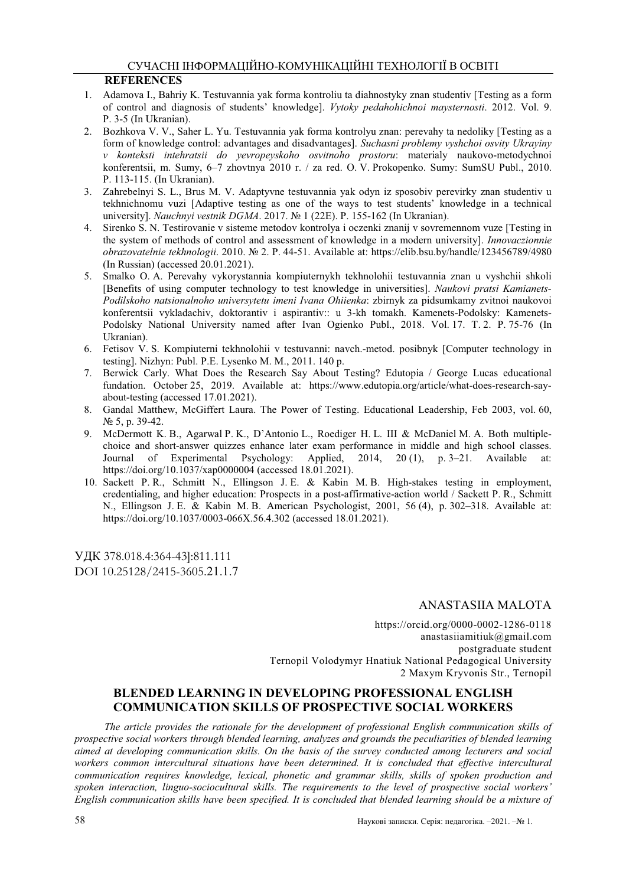## REFERENCES

1. Adamova I., Bahriy K. Testuvannia yak forma kontroliu ta diahnostyky znan studentiv [Testing as a form of control and diagnosis of students' knowledge]. *Vytoky pedahohichnoi maysternosti*. 2012. Vol. 9. P. 3-5 (In Ukranian).
2. Bozhkova V. V., Saher L. Yu. Testuvannia yak forma kontrolyu znan: perevahy ta nedoliky [Testing as a form of knowledge control: advantages and disadvantages]. *Suchasni problemy vyshchoi osvity Ukrayiny v konteksti intehratsii do yevropeyskoho osvitnoho prostoru*: materialy naukovo-metodychnoi konferentsii, m. Sumy, 6–7 zhovtnya 2010 r. / za red. O. V. Prokopenko. Sumy: SumSU Publ., 2010. P. 113-115. (In Ukranian).
3. Zahrebelnyi S. L., Brus M. V. Adaptyvne testuvannia yak odyn iz sposobiv perevirky znan studentiv u tekhnichnomu vuzi [Adaptive testing as one of the ways to test students' knowledge in a technical university]. *Nauchnyi vestnik DGMA*. 2017. № 1 (22E). P. 155-162 (In Ukranian).
4. Sirenko S. N. Testirovanie v sisteme metodov kontrolya i oczenki znanij v sovremennom vuze [Testing in the system of methods of control and assessment of knowledge in a modern university]. *Innovaczionnie obrazovatelnie tekhnologii*. 2010. № 2. P. 44-51. Available at: https://elib.bsu.by/handle/123456789/4980 (In Russian) (accessed 20.01.2021).
5. Smalko O. A. Perevahy vykorystannia kompiuternykh tekhnolohii testuvannia znan u vyshchii shkoli [Benefits of using computer technology to test knowledge in universities]. *Naukovi pratsi Kamianets-Podilskoho natsionalnoho universytetu imeni Ivana Ohiienka*: zbirnyk za pidsumkamy zvitnoi naukovoi konferentsii vykladachiv, doktorantiv i aspirantiv:: u 3-kh tomakh. Kamenets-Podolsky: Kamenets-Podolsky National University named after Ivan Ogienko Publ., 2018. Vol. 17. T. 2. P. 75-76 (In Ukranian).
6. Fetisov V. S. Kompiuterni tekhnolohii v testuvanni: navch.-metod. posibnyk [Computer technology in testing]. Nizhyn: Publ. P.E. Lysenko M. M., 2011. 140 p.
7. Berwick Carly. What Does the Research Say About Testing? Edutopia / George Lucas educational fundation. October 25, 2019. Available at: https://www.edutopia.org/article/what-does-research-say-about-testing (accessed 17.01.2021).
8. Gandal Matthew, McGiffert Laura. The Power of Testing. Educational Leadership, Feb 2003, vol. 60, № 5, p. 39-42.
9. McDermott K. B., Agarwal P. K., D'Antonio L., Roediger H. L. III & McDaniel M. A. Both multiple-choice and short-answer quizzes enhance later exam performance in middle and high school classes. Journal of Experimental Psychology: Applied, 2014, 20 (1), p. 3–21. Available at: https://doi.org/10.1037/xap0000004 (accessed 18.01.2021).
10. Sackett P. R., Schmitt N., Ellingson J. E. & Kabin M. B. High-stakes testing in employment, credentialing, and higher education: Prospects in a post-affirmative-action world / Sackett P. R., Schmitt N., Ellingson J. E. & Kabin M. B. American Psychologist, 2001, 56 (4), p. 302–318. Available at: https://doi.org/10.1037/0003-066X.56.4.302 (accessed 18.01.2021).

УДК 378.018.4:364-43]:811.111
DOI 10.25128/2415-3605.21.1.7

ANASTASIIA MALOTA

https://orcid.org/0000-0002-1286-0118
anastasiiamitiuk@gmail.com
postgraduate student
Ternopil Volodymyr Hnatiuk National Pedagogical University
2 Maxym Kryvonis Str., Ternopil

## BLENDED LEARNING IN DEVELOPING PROFESSIONAL ENGLISH COMMUNICATION SKILLS OF PROSPECTIVE SOCIAL WORKERS

*The article provides the rationale for the development of professional English communication skills of prospective social workers through blended learning, analyzes and grounds the peculiarities of blended learning aimed at developing communication skills. On the basis of the survey conducted among lecturers and social workers common intercultural situations have been determined. It is concluded that effective intercultural communication requires knowledge, lexical, phonetic and grammar skills, skills of spoken production and spoken interaction, linguo-sociocultural skills. The requirements to the level of prospective social workers' English communication skills have been specified. It is concluded that blended learning should be a mixture of*